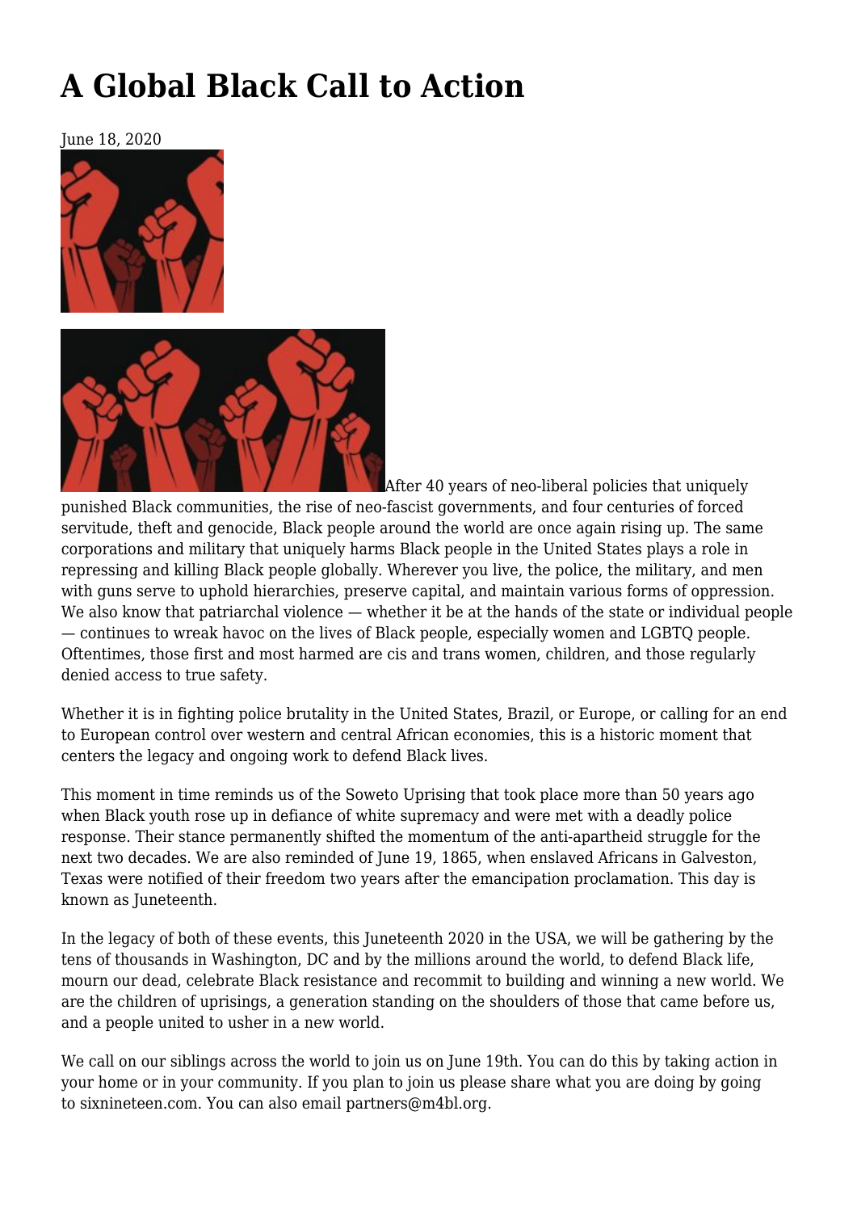# A Global Black Call to Action

June 18, 2020

After 40 years of neo-liberal policies that uniquely punished Black communities, the rise of neo-fascist governments, and four centuries of forced servitude, theft and genocide, Black people around the world are once again rising up. The same corporations and military that uniquely harms Black people in the United States plays a role in repressing and killing Black people globally. Wherever you live, the police, the military, and men with guns serve to uphold hierarchies, preserve capital, and maintain various forms of oppression. We also know that patriarchal violence — whether it be at the hands of the state or individual people — continues to wreak havoc on the lives of Black people, especially women and LGBTQ people. Oftentimes, those first and most harmed are cis and trans women, children, and those regularly denied access to true safety.

Whether it is in fighting police brutality in the United States, Brazil, or Europe, or calling for an end to European control over western and central African economies, this is a historic moment that centers the legacy and ongoing work to defend Black lives.

This moment in time reminds us of the Soweto Uprising that took place more than 50 years ago when Black youth rose up in defiance of white supremacy and were met with a deadly police response. Their stance permanently shifted the momentum of the anti-apartheid struggle for the next two decades. We are also reminded of June 19, 1865, when enslaved Africans in Galveston, Texas were notified of their freedom two years after the emancipation proclamation. This day is known as Juneteenth.

In the legacy of both of these events, this Juneteenth 2020 in the USA, we will be gathering by the tens of thousands in Washington, DC and by the millions around the world, to defend Black life, mourn our dead, celebrate Black resistance and recommit to building and winning a new world. We are the children of uprisings, a generation standing on the shoulders of those that came before us, and a people united to usher in a new world.

We call on our siblings across the world to join us on June 19th. You can do this by taking action in your home or in your community. If you plan to join us please share what you are doing by going to sixnineteen.com. You can also email partners@m4bl.org.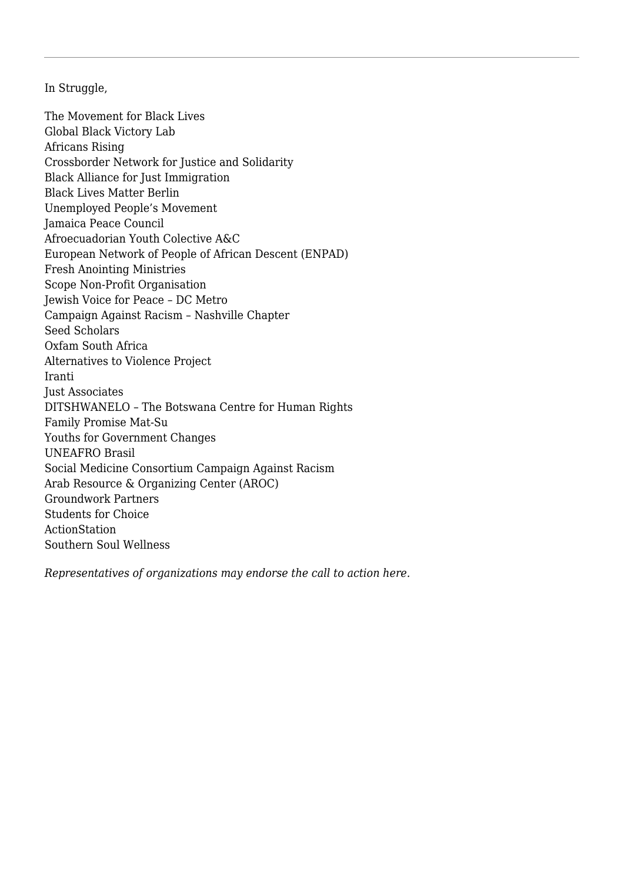---

In Struggle,

The Movement for Black Lives
Global Black Victory Lab
Africans Rising
Crossborder Network for Justice and Solidarity
Black Alliance for Just Immigration
Black Lives Matter Berlin
Unemployed People's Movement
Jamaica Peace Council
Afroecuadorian Youth Colective A&C
European Network of People of African Descent (ENPAD)
Fresh Anointing Ministries
Scope Non-Profit Organisation
Jewish Voice for Peace – DC Metro
Campaign Against Racism – Nashville Chapter
Seed Scholars
Oxfam South Africa
Alternatives to Violence Project
Iranti
Just Associates
DITSHWANELO – The Botswana Centre for Human Rights
Family Promise Mat-Su
Youths for Government Changes
UNEAFRO Brasil
Social Medicine Consortium Campaign Against Racism
Arab Resource & Organizing Center (AROC)
Groundwork Partners
Students for Choice
ActionStation
Southern Soul Wellness

*Representatives of organizations may endorse the call to action here.*